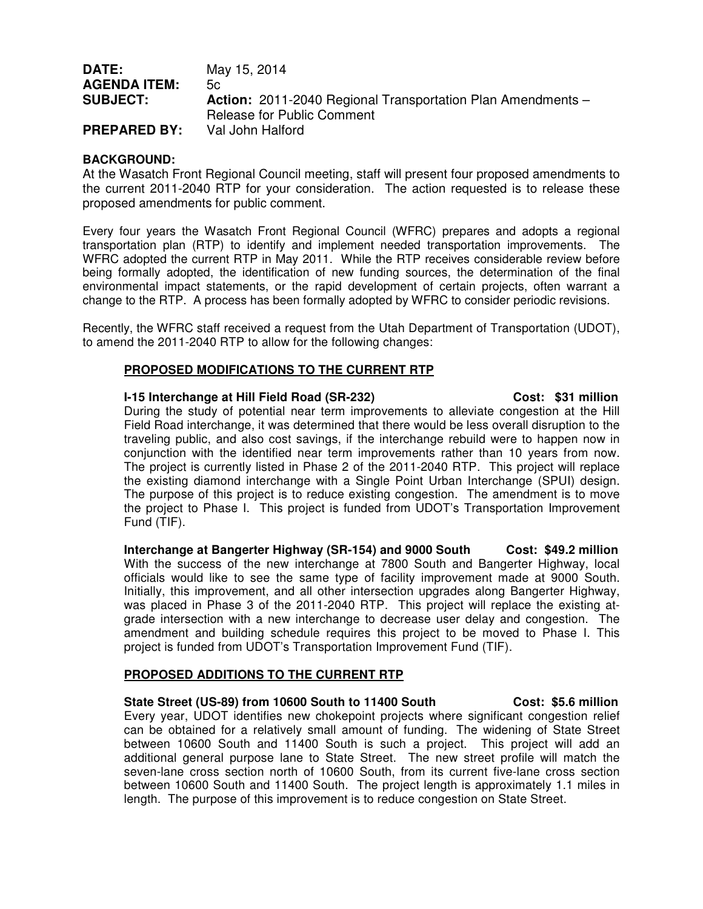**DATE:** May 15, 2014
**AGENDA ITEM:** 5c
**SUBJECT:** **Action:** 2011-2040 Regional Transportation Plan Amendments – Release for Public Comment
**PREPARED BY:** Val John Halford

**BACKGROUND:**

At the Wasatch Front Regional Council meeting, staff will present four proposed amendments to the current 2011-2040 RTP for your consideration. The action requested is to release these proposed amendments for public comment.

Every four years the Wasatch Front Regional Council (WFRC) prepares and adopts a regional transportation plan (RTP) to identify and implement needed transportation improvements. The WFRC adopted the current RTP in May 2011. While the RTP receives considerable review before being formally adopted, the identification of new funding sources, the determination of the final environmental impact statements, or the rapid development of certain projects, often warrant a change to the RTP. A process has been formally adopted by WFRC to consider periodic revisions.

Recently, the WFRC staff received a request from the Utah Department of Transportation (UDOT), to amend the 2011-2040 RTP to allow for the following changes:

## PROPOSED MODIFICATIONS TO THE CURRENT RTP

**I-15 Interchange at Hill Field Road (SR-232) Cost: $31 million**

During the study of potential near term improvements to alleviate congestion at the Hill Field Road interchange, it was determined that there would be less overall disruption to the traveling public, and also cost savings, if the interchange rebuild were to happen now in conjunction with the identified near term improvements rather than 10 years from now. The project is currently listed in Phase 2 of the 2011-2040 RTP. This project will replace the existing diamond interchange with a Single Point Urban Interchange (SPUI) design. The purpose of this project is to reduce existing congestion. The amendment is to move the project to Phase I. This project is funded from UDOT's Transportation Improvement Fund (TIF).

**Interchange at Bangerter Highway (SR-154) and 9000 South Cost: $49.2 million**

With the success of the new interchange at 7800 South and Bangerter Highway, local officials would like to see the same type of facility improvement made at 9000 South. Initially, this improvement, and all other intersection upgrades along Bangerter Highway, was placed in Phase 3 of the 2011-2040 RTP. This project will replace the existing at-grade intersection with a new interchange to decrease user delay and congestion. The amendment and building schedule requires this project to be moved to Phase I. This project is funded from UDOT's Transportation Improvement Fund (TIF).

## PROPOSED ADDITIONS TO THE CURRENT RTP

**State Street (US-89) from 10600 South to 11400 South Cost: $5.6 million**

Every year, UDOT identifies new chokepoint projects where significant congestion relief can be obtained for a relatively small amount of funding. The widening of State Street between 10600 South and 11400 South is such a project. This project will add an additional general purpose lane to State Street. The new street profile will match the seven-lane cross section north of 10600 South, from its current five-lane cross section between 10600 South and 11400 South. The project length is approximately 1.1 miles in length. The purpose of this improvement is to reduce congestion on State Street.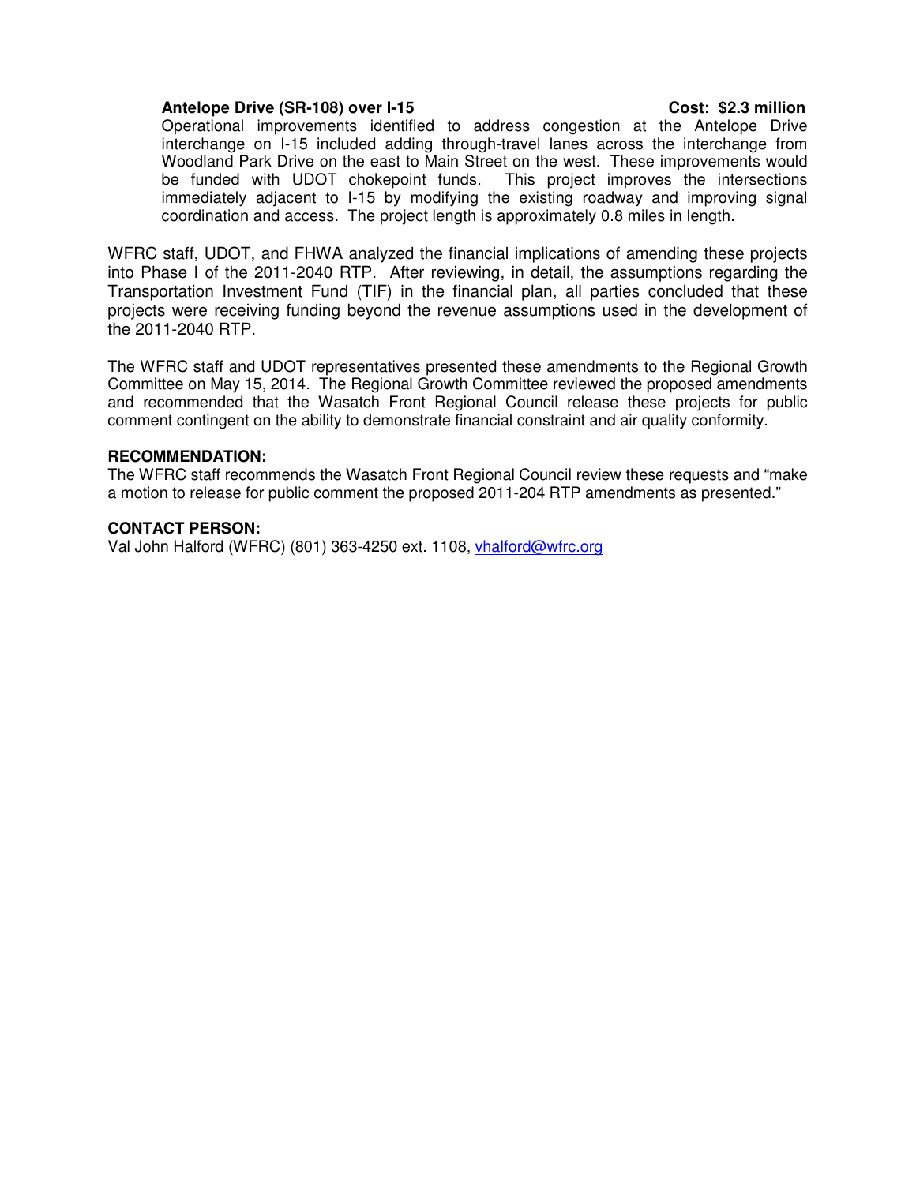**Antelope Drive (SR-108) over I-15** **Cost: $2.3 million**

Operational improvements identified to address congestion at the Antelope Drive interchange on I-15 included adding through-travel lanes across the interchange from Woodland Park Drive on the east to Main Street on the west. These improvements would be funded with UDOT chokepoint funds. This project improves the intersections immediately adjacent to I-15 by modifying the existing roadway and improving signal coordination and access. The project length is approximately 0.8 miles in length.

WFRC staff, UDOT, and FHWA analyzed the financial implications of amending these projects into Phase I of the 2011-2040 RTP. After reviewing, in detail, the assumptions regarding the Transportation Investment Fund (TIF) in the financial plan, all parties concluded that these projects were receiving funding beyond the revenue assumptions used in the development of the 2011-2040 RTP.

The WFRC staff and UDOT representatives presented these amendments to the Regional Growth Committee on May 15, 2014. The Regional Growth Committee reviewed the proposed amendments and recommended that the Wasatch Front Regional Council release these projects for public comment contingent on the ability to demonstrate financial constraint and air quality conformity.

**RECOMMENDATION:**

The WFRC staff recommends the Wasatch Front Regional Council review these requests and "make a motion to release for public comment the proposed 2011-204 RTP amendments as presented."

**CONTACT PERSON:**

Val John Halford (WFRC) (801) 363-4250 ext. 1108, vhalford@wfrc.org